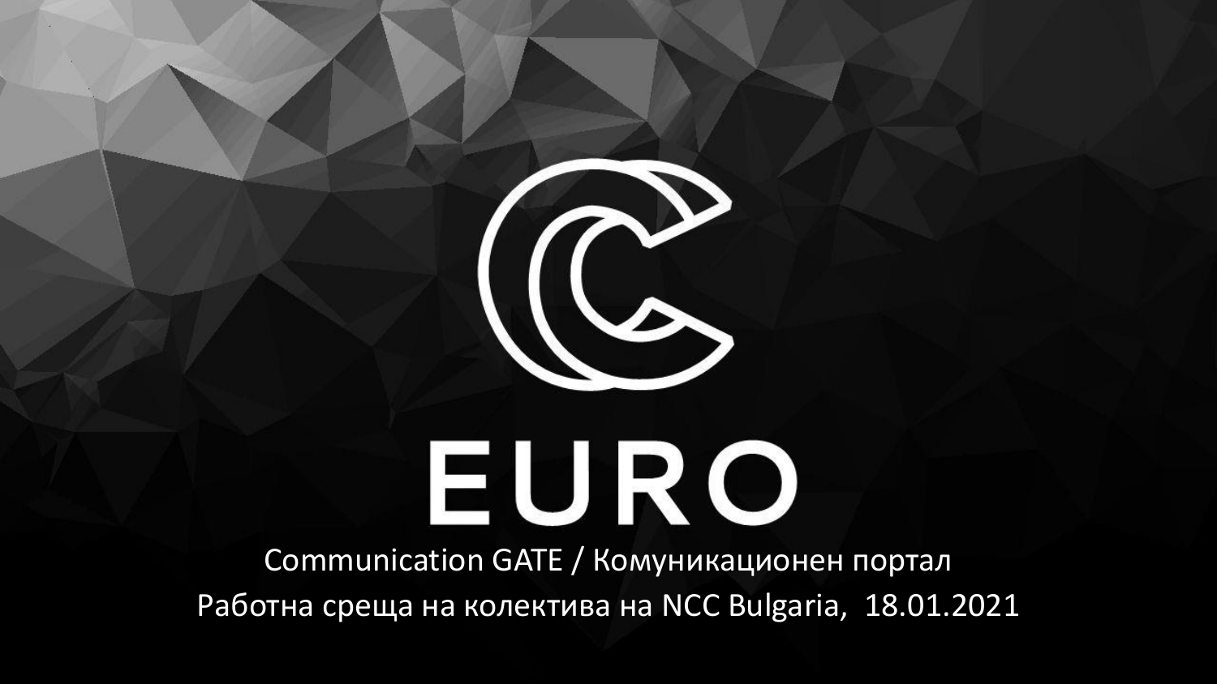# EURO

Communication GATE / Комуникационен портал

Работна среща на колектива на NCC Bulgaria, 18.01.2021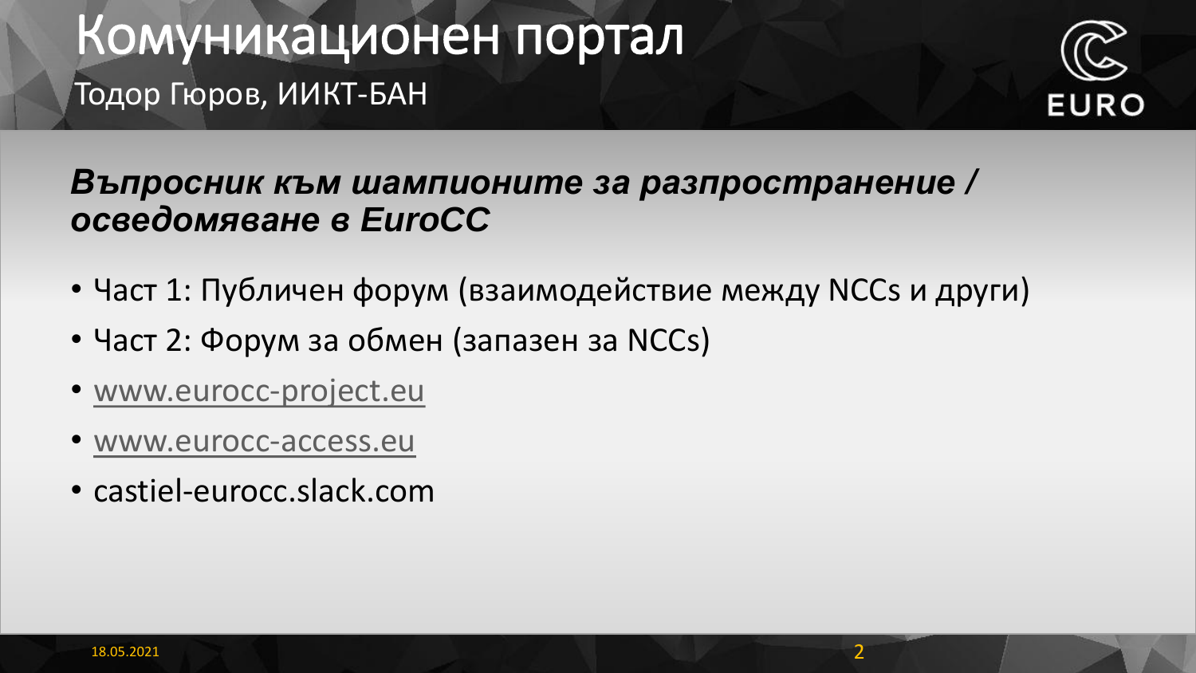# Комуникационен портал

Тодор Гюров, ИИКТ-БАН

***Въпросник към шампионите за разпространение / осведомяване в EuroCC***

- Част 1: Публичен форум (взаимодействие между NCCs и други)
- Част 2: Форум за обмен (запазен за NCCs)
- www.eurocc-project.eu
- www.eurocc-access.eu
- castiel-eurocc.slack.com

18.05.2021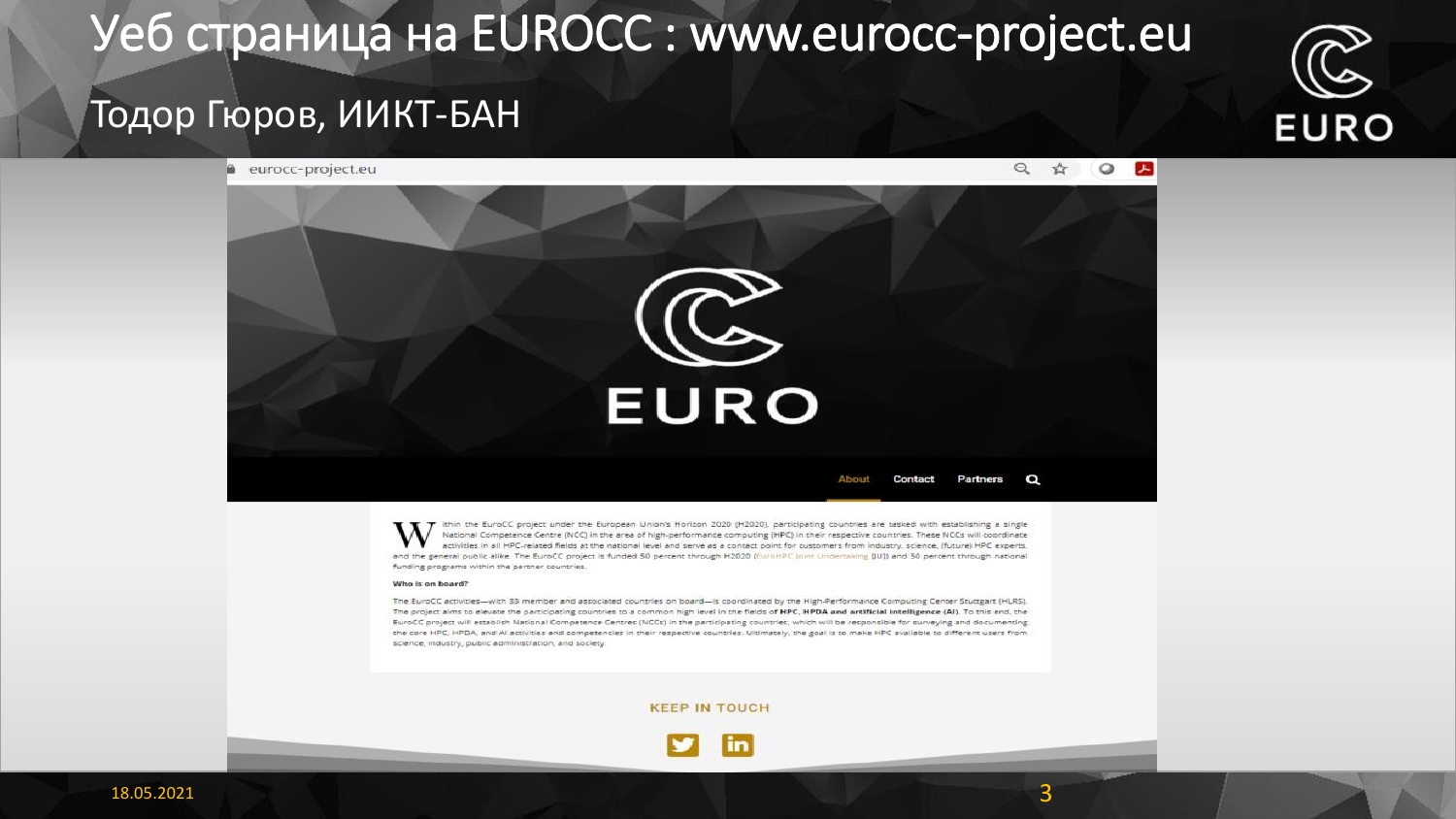# Уеб страница на EUROCC : www.eurocc-project.eu

## Тодор Гюров, ИИКТ-БАН

eurocc-project.eu

EURO

About Contact Partners

Within the EuroCC project under the European Union's Horizon 2020 (H2020), participating countries are tasked with establishing a single National Competence Centre (NCC) in the area of high-performance computing (HPC) in their respective countries. These NCCs will coordinate activities in all HPC-related fields at the national level and serve as a contact point for customers from industry, science, (future) HPC experts, and the general public alike. The EuroCC project is funded 50 percent through H2020 (EuroHPC Joint Undertaking (JU)) and 50 percent through national funding programs within the partner countries.

**Who is on board?**

The EuroCC activities—with 33 member and associated countries on board—is coordinated by the High-Performance Computing Center Stuttgart (HLRS). The project aims to elevate the participating countries to a common high level in the fields of **HPC, HPDA and artificial intelligence (AI)**. To this end, the EuroCC project will establish National Competence Centres (NCCs) in the participating countries, which will be responsible for surveying and documenting the core HPC, HPDA, and AI activities and competencies in their respective countries. Ultimately, the goal is to make HPC available to different users from science, industry, public administration, and society.

KEEP IN TOUCH

18.05.2021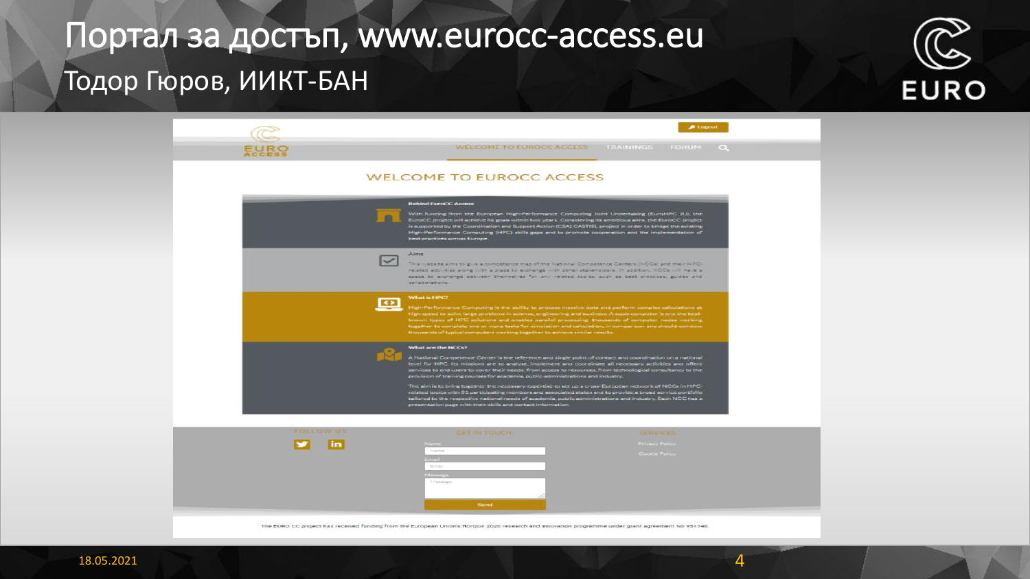# Портал за достъп, www.eurocc-access.eu

## Тодор Гюров, ИИКТ-БАН

Logout

WELCOME TO EUROCC ACCESS | TRAININGS | FORUM

### WELCOME TO EUROCC ACCESS

**Behind EuroCC Access**

With funding from the European High-Performance Computing Joint Undertaking (EuroHPC JU), the EuroCC project will achieve its goals within two years. Considering its ambitious aims, the EuroCC project is supported by the Coordination and Support Action (CSA) CASTIEL project in order to bridge the existing High-Performance Computing (HPC) skills gaps and to promote cooperation and the implementation of best practices across Europe.

**Aims**

This website aims to give a competence map of the National Competence Centers (NCCs) and their HPC-related activities along with a place to exchange with other stakeholders. In addition, NCCs will have a space to exchange between themselves for any related topics, such as best practices, guides and collaborations.

**What is HPC?**

High-Performance Computing is the ability to process massive data and perform complex calculations at high speed to solve large problems in science, engineering and business. A supercomputer is one the best-known types of HPC solutions and enables parallel processing: thousands of computer nodes working together to complete one or more tasks for simulation and calculation; in comparison one should combine thousands of typical computers working together to achieve similar results.

**What are the NCCs?**

A National Competence Center is the reference and single point of contact and coordination on a national level for HPC. Its missions are to analyse, implement and coordinate all necessary activities and offers services to end users to cover their needs: from access to resources, from technological consultancy to the provision of training courses for academia, public administrations and industry.

The aim is to bring together the necessary expertise to set up a cross-European network of NCCs in HPC-related topics with 31 participating members and associated states and to provide a broad service portfolio tailored to the respective national needs of academia, public administrations and industry. Each NCC has a presentation page with their skills and contact information.

FOLLOW US

GET IN TOUCH

Name:

Email:

Message:

Send

SERVICES

Privacy Policy

Cookie Policy

The EURO CC project has received funding from the European Union's Horizon 2020 research and innovation programme under grant agreement No 951740.

18.05.2021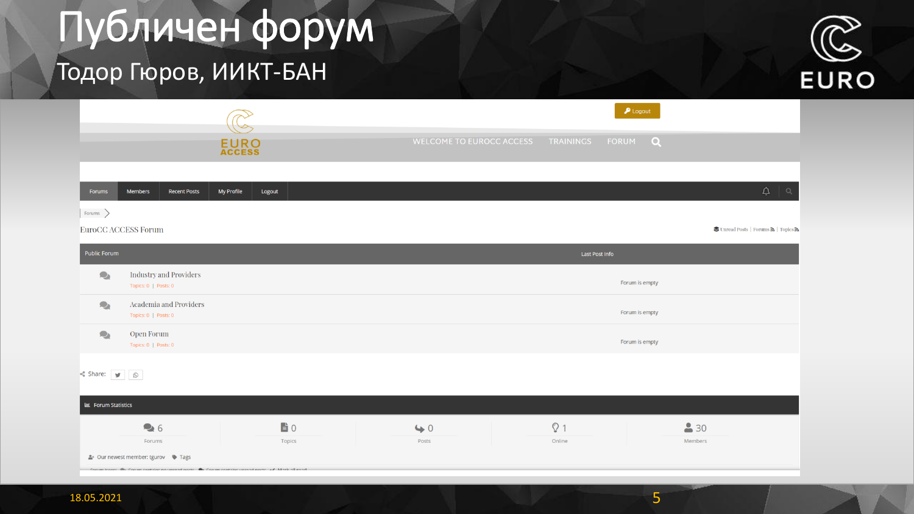# Публичен форум

## Тодор Гюров, ИИКТ-БАН

EURO ACCESS

Logout

WELCOME TO EUROCC ACCESS TRAININGS FORUM

Forums | Members | Recent Posts | My Profile | Logout

Forums >

EuroCC ACCESS Forum

Unread Posts | Forums | Topics

| Public Forum | Last Post Info |
|---|---|
| Industry and Providers<br>Topics: 0 \| Posts: 0 | Forum is empty |
| Academia and Providers<br>Topics: 0 \| Posts: 0 | Forum is empty |
| Open Forum<br>Topics: 0 \| Posts: 0 | Forum is empty |

Share:

Forum Statistics

| 6 | 0 | 0 | 1 | 30 |
|---|---|---|---|---|
| Forums | Topics | Posts | Online | Members |

Our newest member: tgurov  Tags

18.05.2021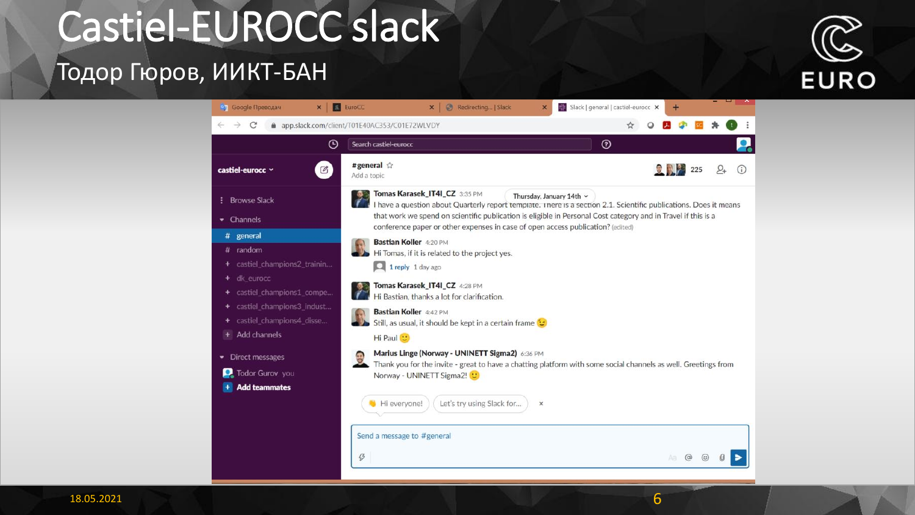# Castiel-EUROCC slack

## Тодор Гюров, ИИКТ-БАН

castiel-eurocc

- Browse Slack
- Channels
  - # general
  - # random
  - castiel_champions2_trainin...
  - dk_eurocc
  - castiel_champions1_compe...
  - castiel_champions3_indust...
  - castiel_champions4_disse...
  - Add channels
- Direct messages
  - Todor Gurov you
  - Add teammates

**#general**
Add a topic

225

Thursday, January 14th

**Tomas Karasek_IT4I_CZ** 3:35 PM
I have a question about Quarterly report template. There is a section 2.1. Scientific publications. Does it means that work we spend on scientific publication is eligible in Personal Cost category and in Travel if this is a conference paper or other expenses in case of open access publication? (edited)

**Bastian Koller** 4:20 PM
Hi Tomas, if it is related to the project yes.
1 reply 1 day ago

**Tomas Karasek_IT4I_CZ** 4:28 PM
Hi Bastian, thanks a lot for clarification.

**Bastian Koller** 4:42 PM
Still, as usual, it should be kept in a certain frame 😉
Hi Paul 🙂

**Marius Linge (Norway - UNINETT Sigma2)** 6:36 PM
Thank you for the invite - great to have a chatting platform with some social channels as well. Greetings from Norway - UNINETT Sigma2! 🙂

👋 Hi everyone! | Let's try using Slack for...

Send a message to #general

18.05.2021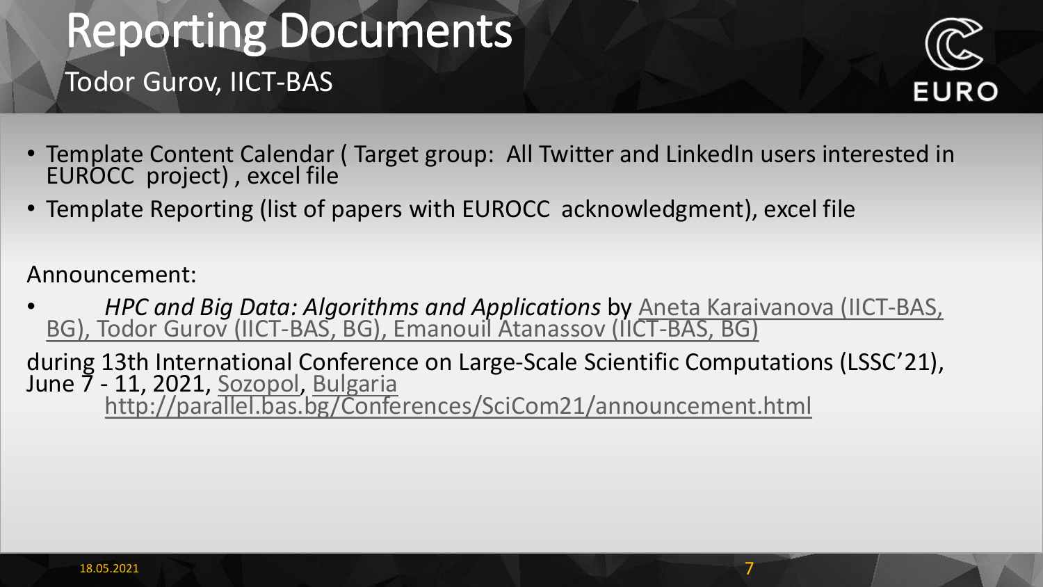# Reporting Documents

## Todor Gurov, IICT-BAS

- Template Content Calendar ( Target group: All Twitter and LinkedIn users interested in EUROCC project) , excel file
- Template Reporting (list of papers with EUROCC acknowledgment), excel file

Announcement:

- *HPC and Big Data: Algorithms and Applications* by Aneta Karaivanova (IICT-BAS, BG), Todor Gurov (IICT-BAS, BG), Emanouil Atanassov (IICT-BAS, BG)

during 13th International Conference on Large-Scale Scientific Computations (LSSC'21), June 7 - 11, 2021, Sozopol, Bulgaria
http://parallel.bas.bg/Conferences/SciCom21/announcement.html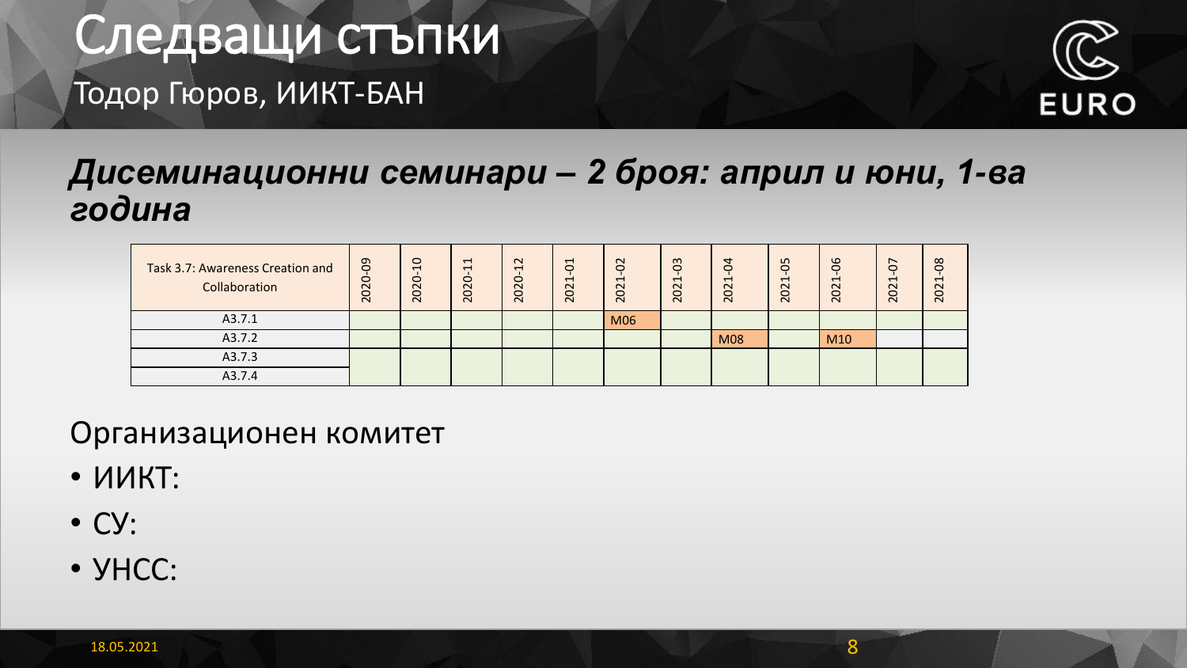# Следващи стъпки

Тодор Гюров, ИИКТ-БАН

***Дисеминационни семинари – 2 броя: април и юни, 1-ва година***

| Task 3.7: Awareness Creation and Collaboration | 2020-09 | 2020-10 | 2020-11 | 2020-12 | 2021-01 | 2021-02 | 2021-03 | 2021-04 | 2021-05 | 2021-06 | 2021-07 | 2021-08 |
|---|---|---|---|---|---|---|---|---|---|---|---|---|
| A3.7.1 | | | | | | M06 | | | | | | |
| A3.7.2 | | | | | | | | M08 | | M10 | | |
| A3.7.3 | | | | | | | | | | | | |
| A3.7.4 | | | | | | | | | | | | |

Организационен комитет

- ИИКТ:
- СУ:
- УНСС: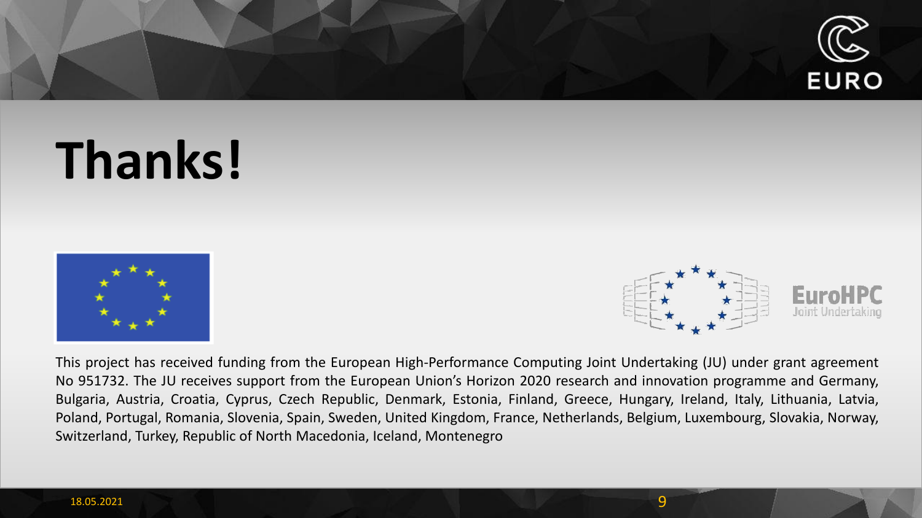# Thanks!

This project has received funding from the European High-Performance Computing Joint Undertaking (JU) under grant agreement No 951732. The JU receives support from the European Union's Horizon 2020 research and innovation programme and Germany, Bulgaria, Austria, Croatia, Cyprus, Czech Republic, Denmark, Estonia, Finland, Greece, Hungary, Ireland, Italy, Lithuania, Latvia, Poland, Portugal, Romania, Slovenia, Spain, Sweden, United Kingdom, France, Netherlands, Belgium, Luxembourg, Slovakia, Norway, Switzerland, Turkey, Republic of North Macedonia, Iceland, Montenegro